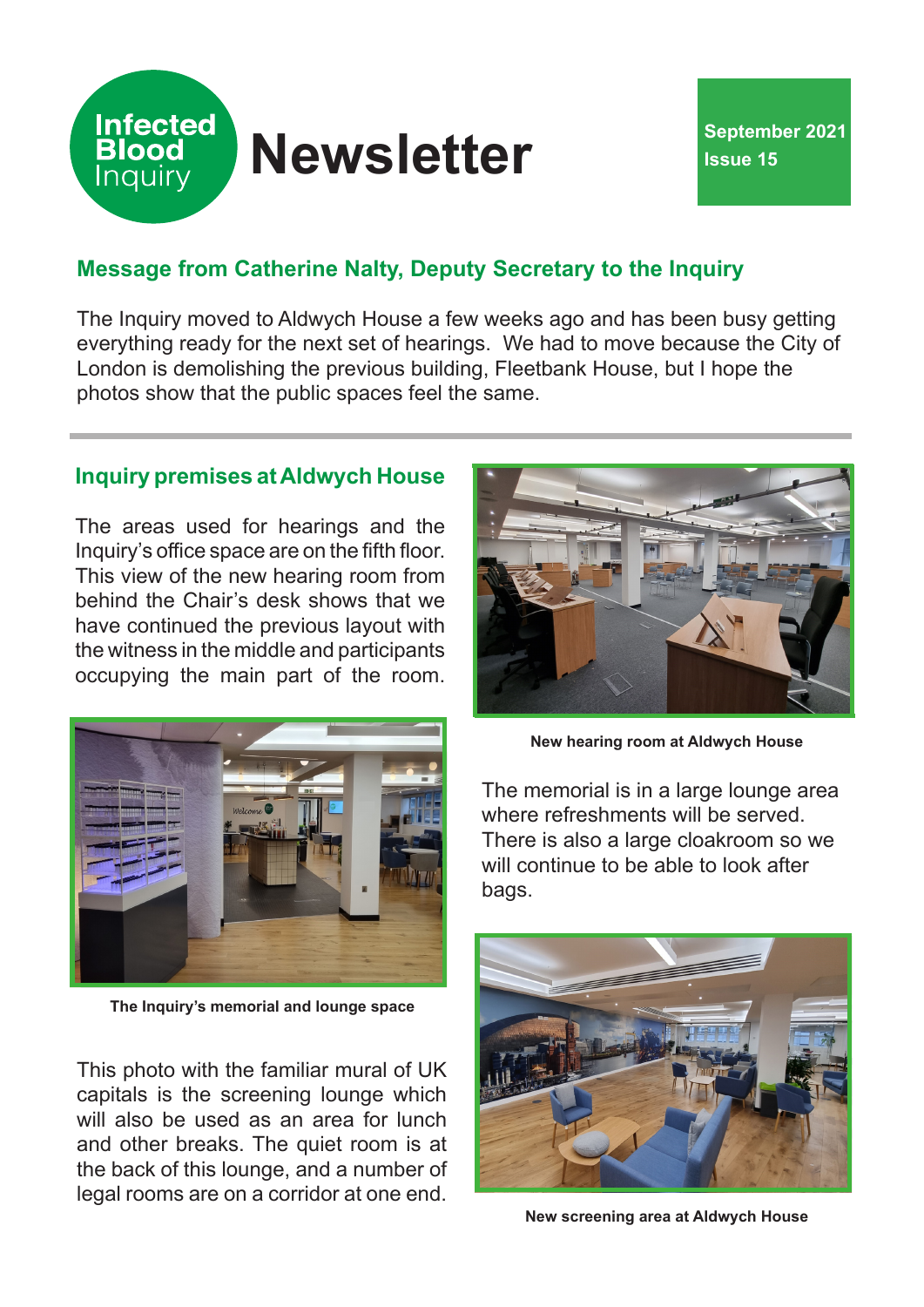# Infected Blood Inquiry Newsletter

**September 2021**
**Issue 15**

## Message from Catherine Nalty, Deputy Secretary to the Inquiry

The Inquiry moved to Aldwych House a few weeks ago and has been busy getting everything ready for the next set of hearings. We had to move because the City of London is demolishing the previous building, Fleetbank House, but I hope the photos show that the public spaces feel the same.

## Inquiry premises at Aldwych House

The areas used for hearings and the Inquiry's office space are on the fifth floor. This view of the new hearing room from behind the Chair's desk shows that we have continued the previous layout with the witness in the middle and participants occupying the main part of the room.

**New hearing room at Aldwych House**

The memorial is in a large lounge area where refreshments will be served. There is also a large cloakroom so we will continue to be able to look after bags.

**The Inquiry's memorial and lounge space**

This photo with the familiar mural of UK capitals is the screening lounge which will also be used as an area for lunch and other breaks. The quiet room is at the back of this lounge, and a number of legal rooms are on a corridor at one end.

**New screening area at Aldwych House**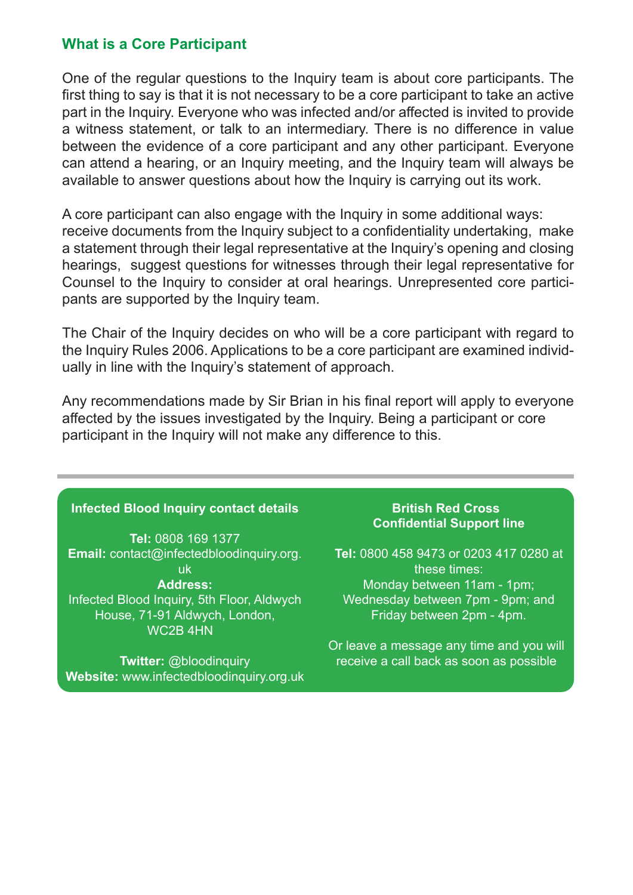## What is a Core Participant

One of the regular questions to the Inquiry team is about core participants. The first thing to say is that it is not necessary to be a core participant to take an active part in the Inquiry. Everyone who was infected and/or affected is invited to provide a witness statement, or talk to an intermediary. There is no difference in value between the evidence of a core participant and any other participant. Everyone can attend a hearing, or an Inquiry meeting, and the Inquiry team will always be available to answer questions about how the Inquiry is carrying out its work.

A core participant can also engage with the Inquiry in some additional ways: receive documents from the Inquiry subject to a confidentiality undertaking, make a statement through their legal representative at the Inquiry's opening and closing hearings, suggest questions for witnesses through their legal representative for Counsel to the Inquiry to consider at oral hearings. Unrepresented core participants are supported by the Inquiry team.

The Chair of the Inquiry decides on who will be a core participant with regard to the Inquiry Rules 2006. Applications to be a core participant are examined individually in line with the Inquiry's statement of approach.

Any recommendations made by Sir Brian in his final report will apply to everyone affected by the issues investigated by the Inquiry. Being a participant or core participant in the Inquiry will not make any difference to this.

---

**Infected Blood Inquiry contact details**

**Tel:** 0808 169 1377
**Email:** contact@infectedbloodinquiry.org.uk
**Address:**
Infected Blood Inquiry, 5th Floor, Aldwych House, 71-91 Aldwych, London, WC2B 4HN

**Twitter:** @bloodinquiry
**Website:** www.infectedbloodinquiry.org.uk

**British Red Cross Confidential Support line**

**Tel:** 0800 458 9473 or 0203 417 0280 at these times:
Monday between 11am - 1pm;
Wednesday between 7pm - 9pm; and
Friday between 2pm - 4pm.

Or leave a message any time and you will receive a call back as soon as possible